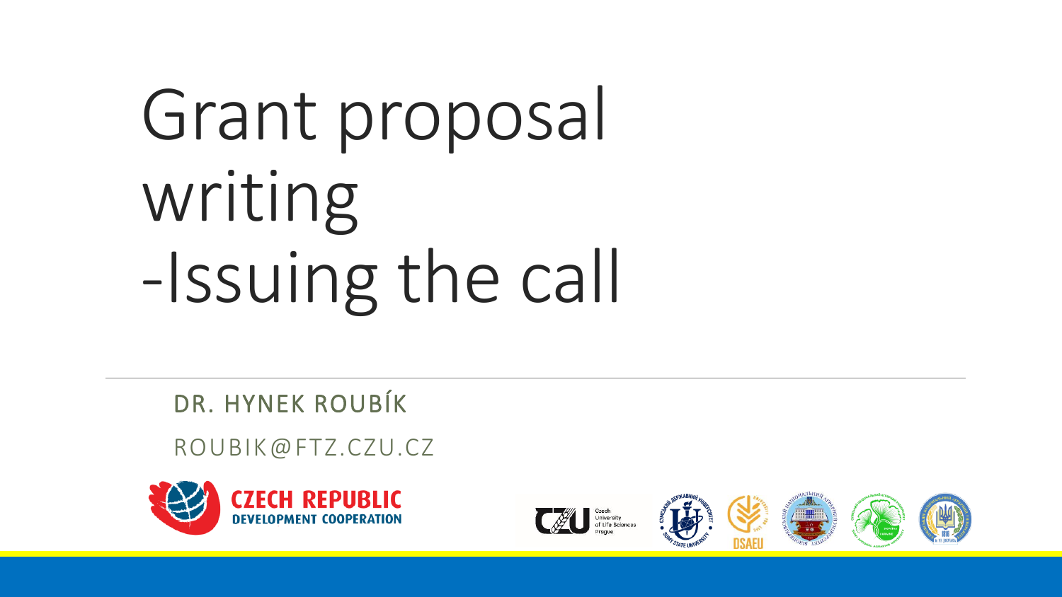# Grant proposal writing -Issuing the call

DR. HYNEK ROUBÍK

ROUBIK@FTZ.CZU.CZ

CZECH REPUBLIC DEVELOPMENT COOPERATION

Czech University of Life Sciences Prague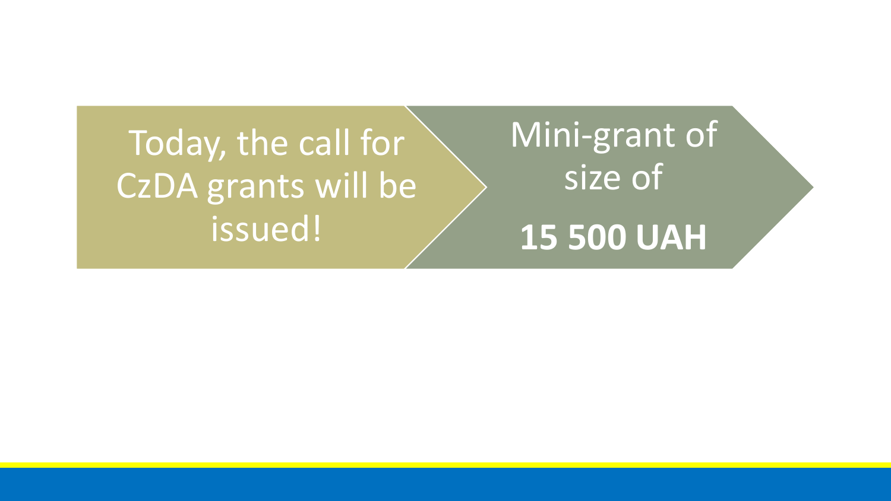Today, the call for CzDA grants will be issued!

Mini-grant of size of

**15 500 UAH**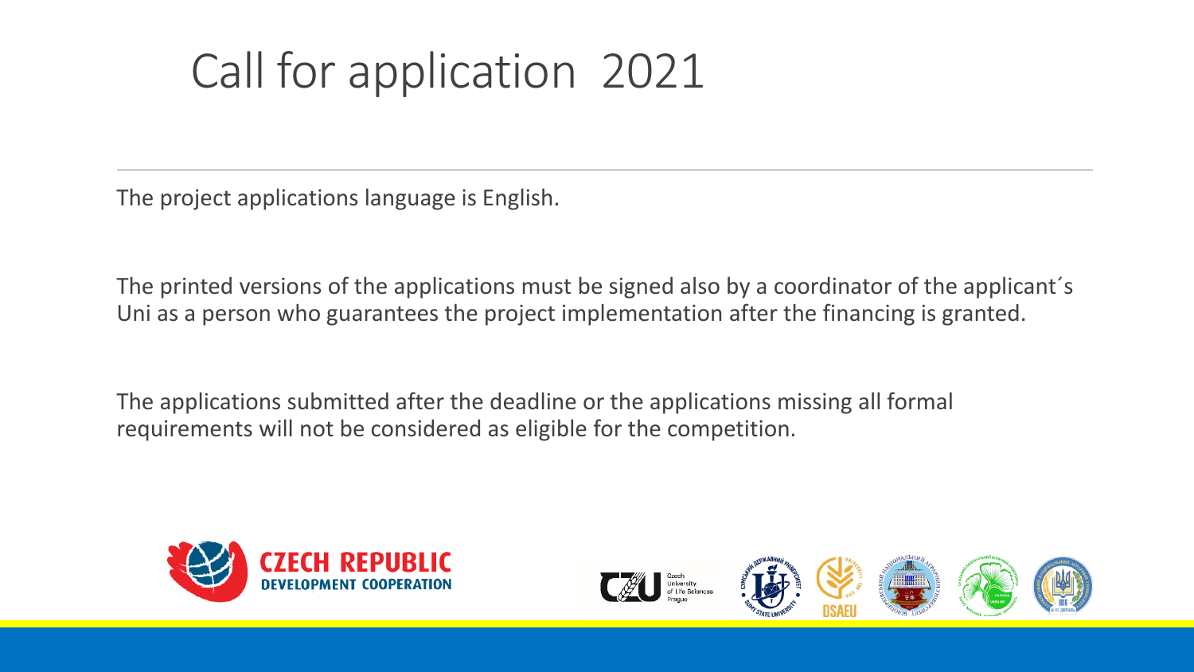# Call for application 2021

The project applications language is English.

The printed versions of the applications must be signed also by a coordinator of the applicant´s Uni as a person who guarantees the project implementation after the financing is granted.

The applications submitted after the deadline or the applications missing all formal requirements will not be considered as eligible for the competition.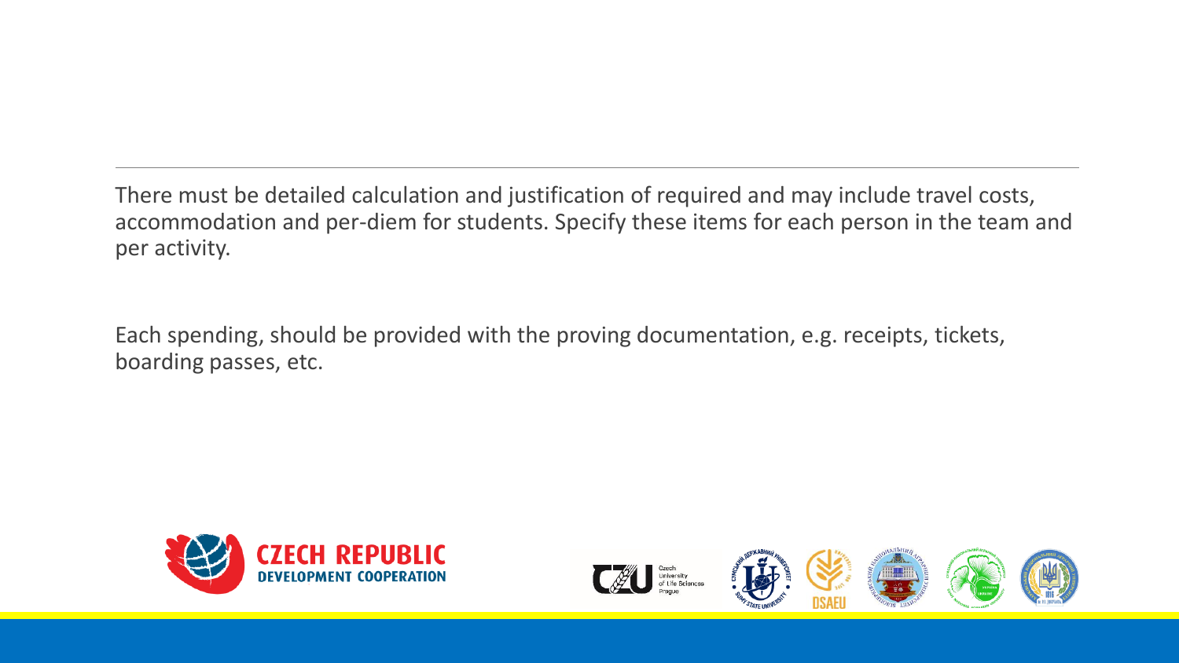There must be detailed calculation and justification of required and may include travel costs, accommodation and per-diem for students. Specify these items for each person in the team and per activity.

Each spending, should be provided with the proving documentation, e.g. receipts, tickets, boarding passes, etc.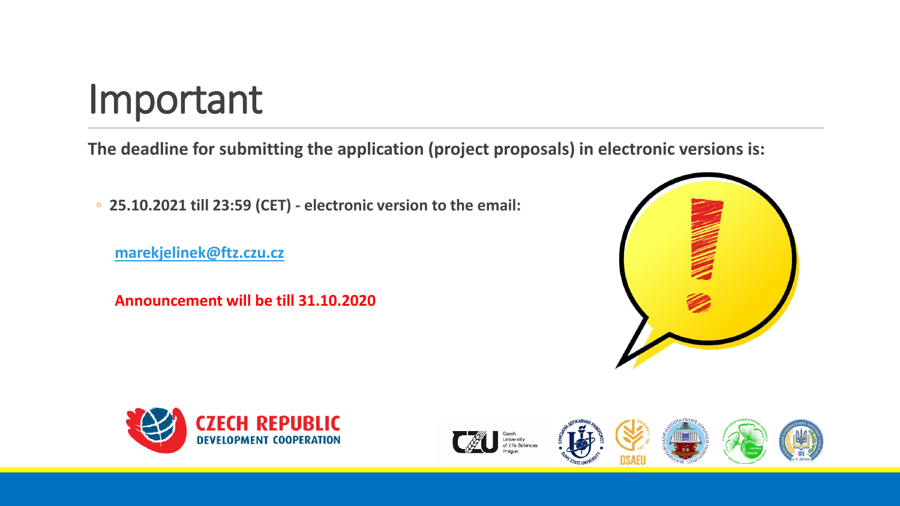# Important

**The deadline for submitting the application (project proposals) in electronic versions is:**

- **25.10.2021 till 23:59 (CET) - electronic version to the email:**

  **marekjelinek@ftz.czu.cz**

  **Announcement will be till 31.10.2020**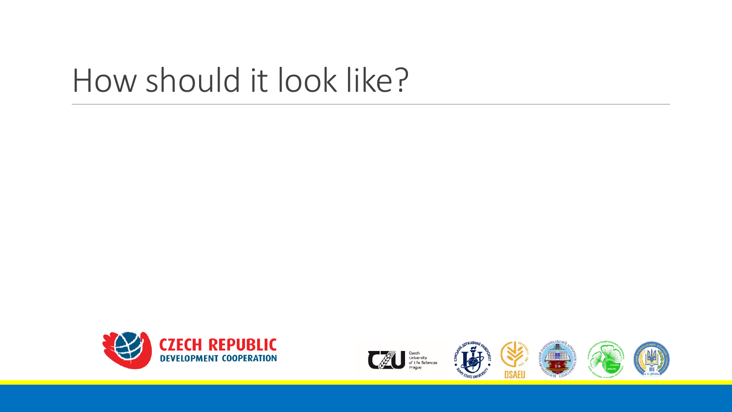# How should it look like?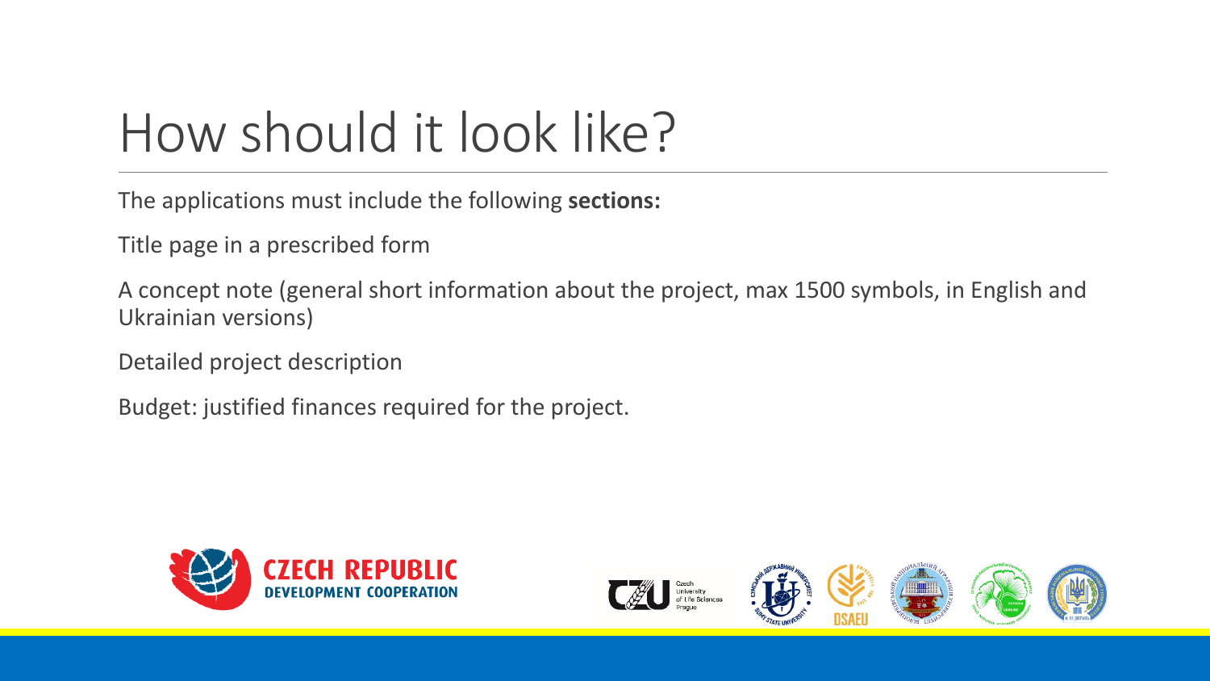# How should it look like?

The applications must include the following **sections:**

Title page in a prescribed form

A concept note (general short information about the project, max 1500 symbols, in English and Ukrainian versions)

Detailed project description

Budget: justified finances required for the project.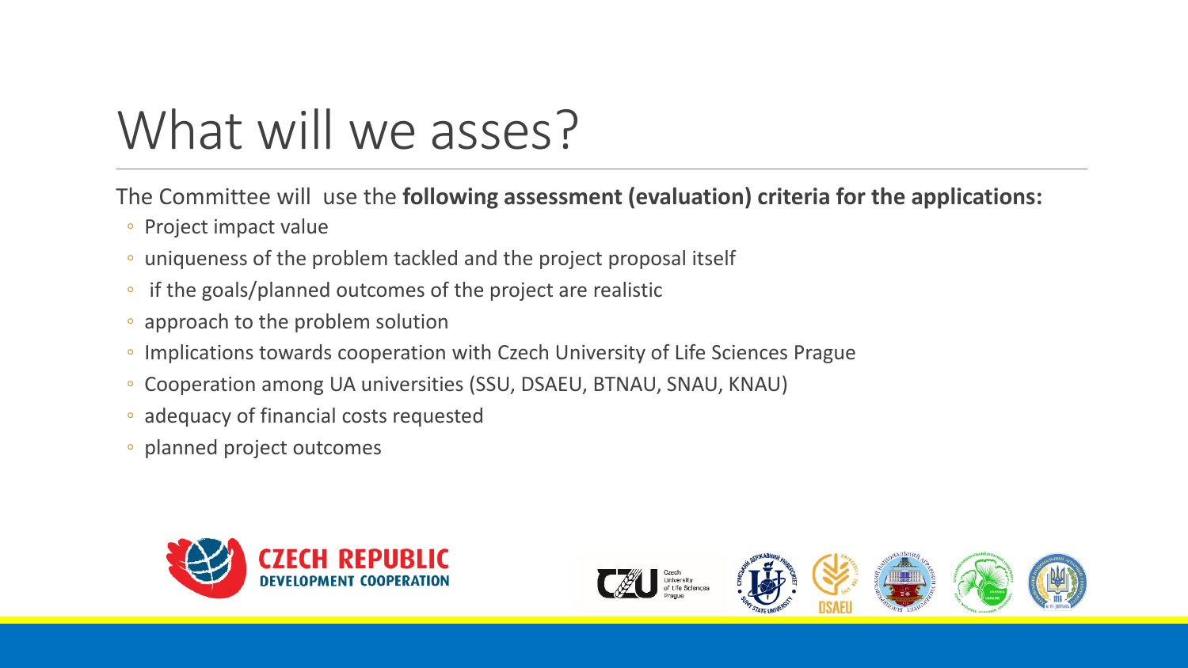# What will we asses?

The Committee will use the **following assessment (evaluation) criteria for the applications:**

- Project impact value
- uniqueness of the problem tackled and the project proposal itself
- if the goals/planned outcomes of the project are realistic
- approach to the problem solution
- Implications towards cooperation with Czech University of Life Sciences Prague
- Cooperation among UA universities (SSU, DSAEU, BTNAU, SNAU, KNAU)
- adequacy of financial costs requested
- planned project outcomes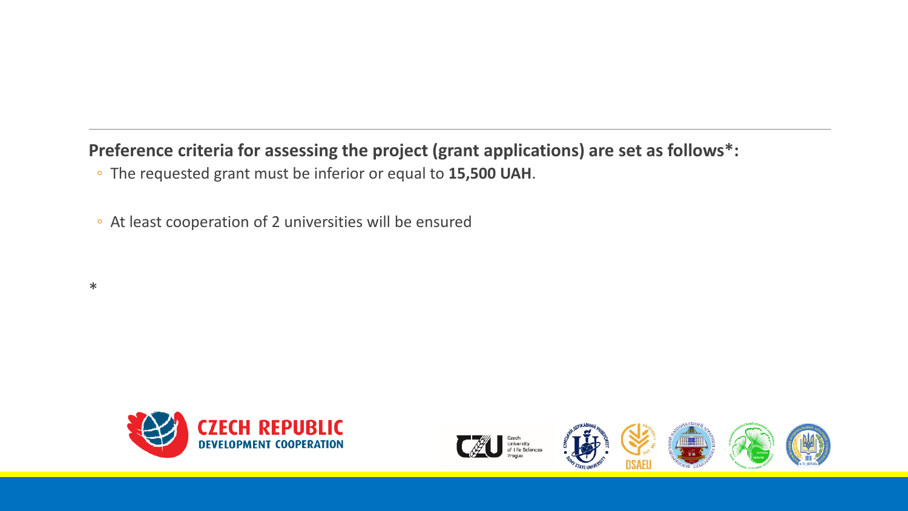**Preference criteria for assessing the project (grant applications) are set as follows*:**

- The requested grant must be inferior or equal to **15,500 UAH**.
- At least cooperation of 2 universities will be ensured

*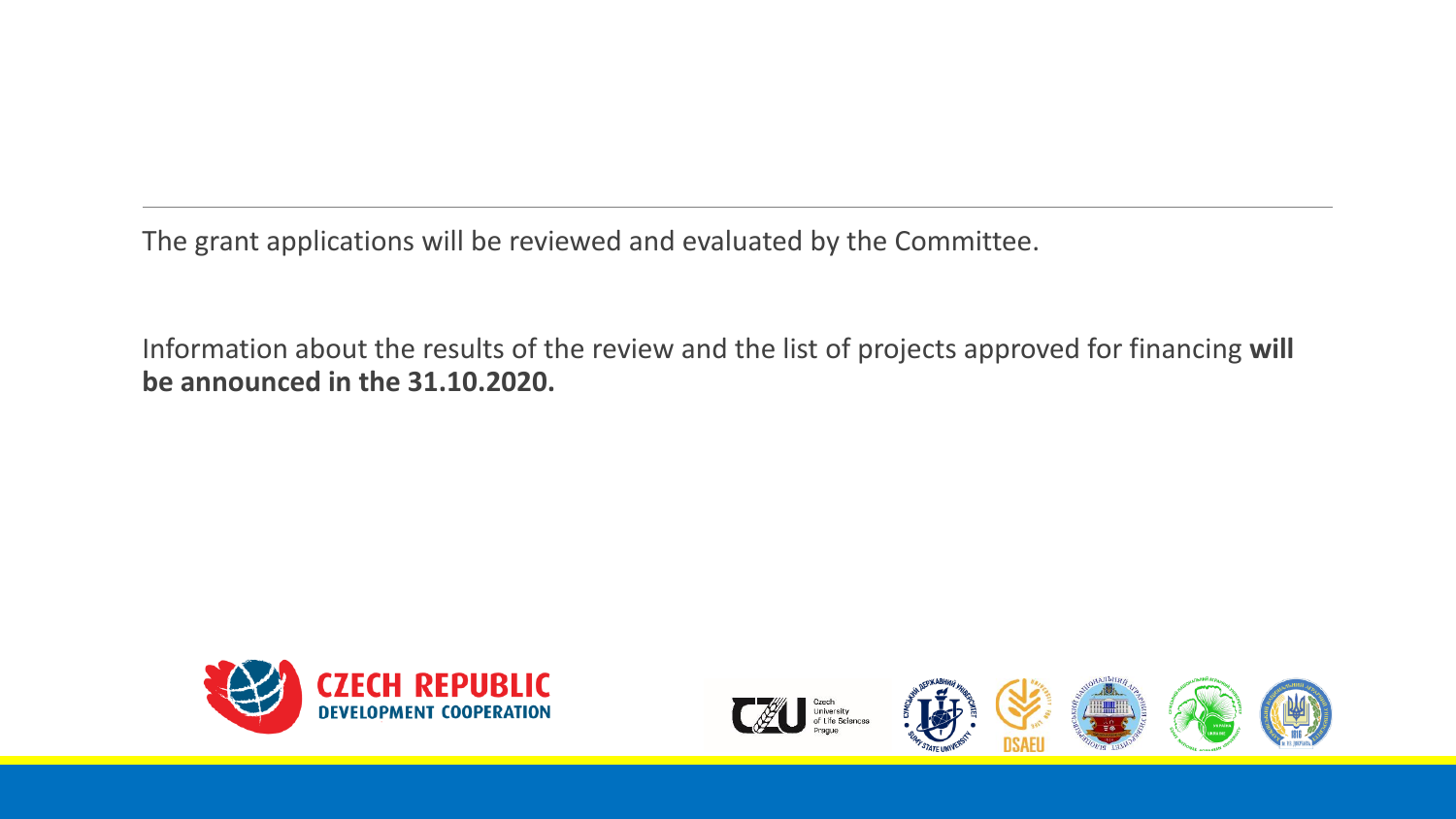The grant applications will be reviewed and evaluated by the Committee.

Information about the results of the review and the list of projects approved for financing **will be announced in the 31.10.2020.**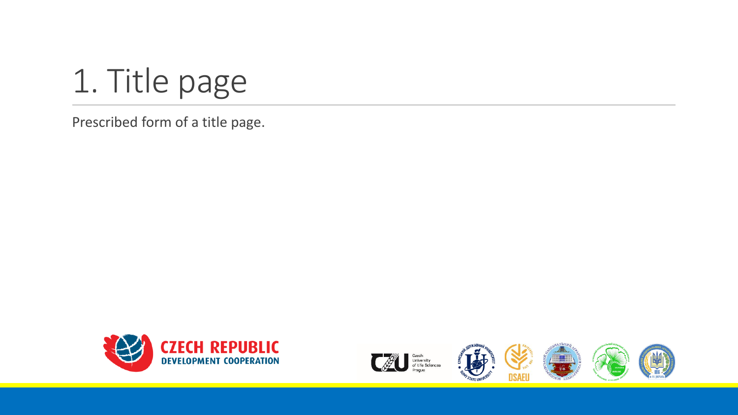# 1. Title page

Prescribed form of a title page.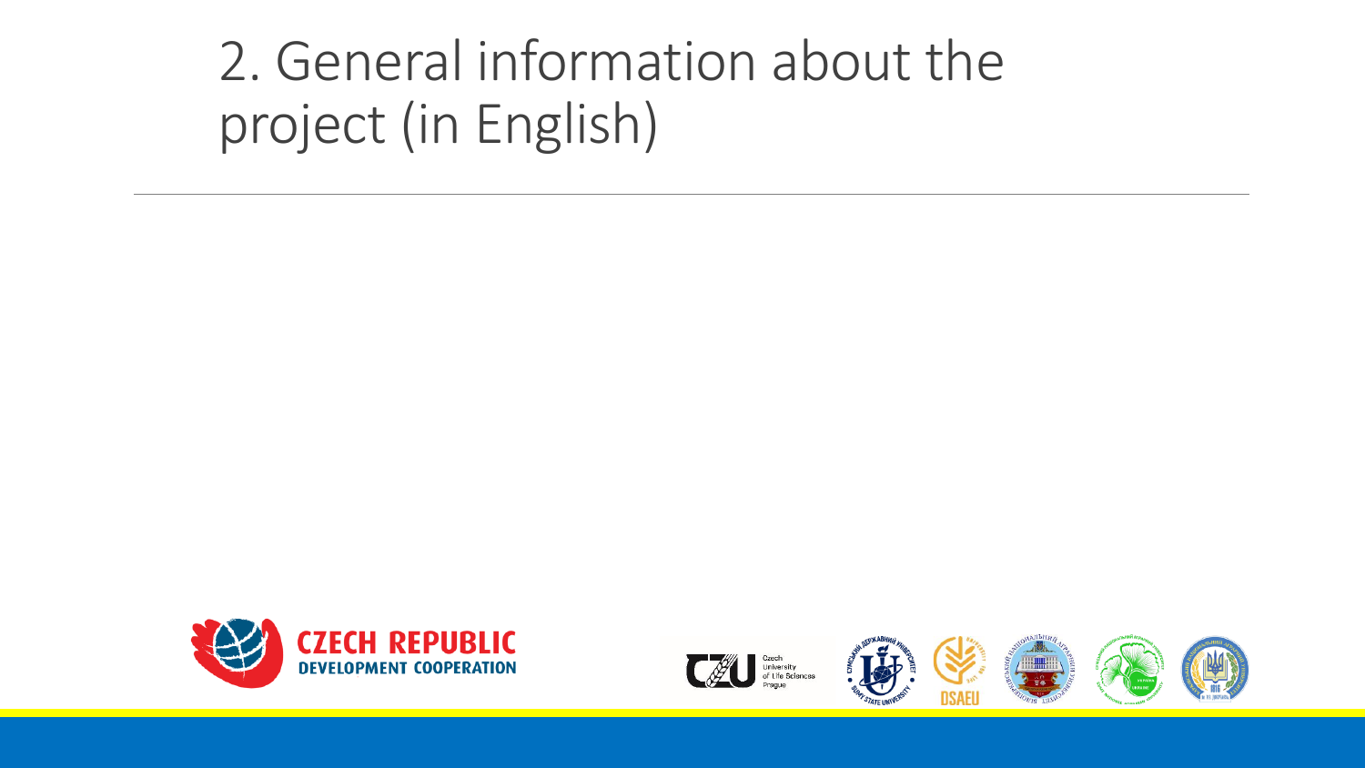# 2. General information about the project (in English)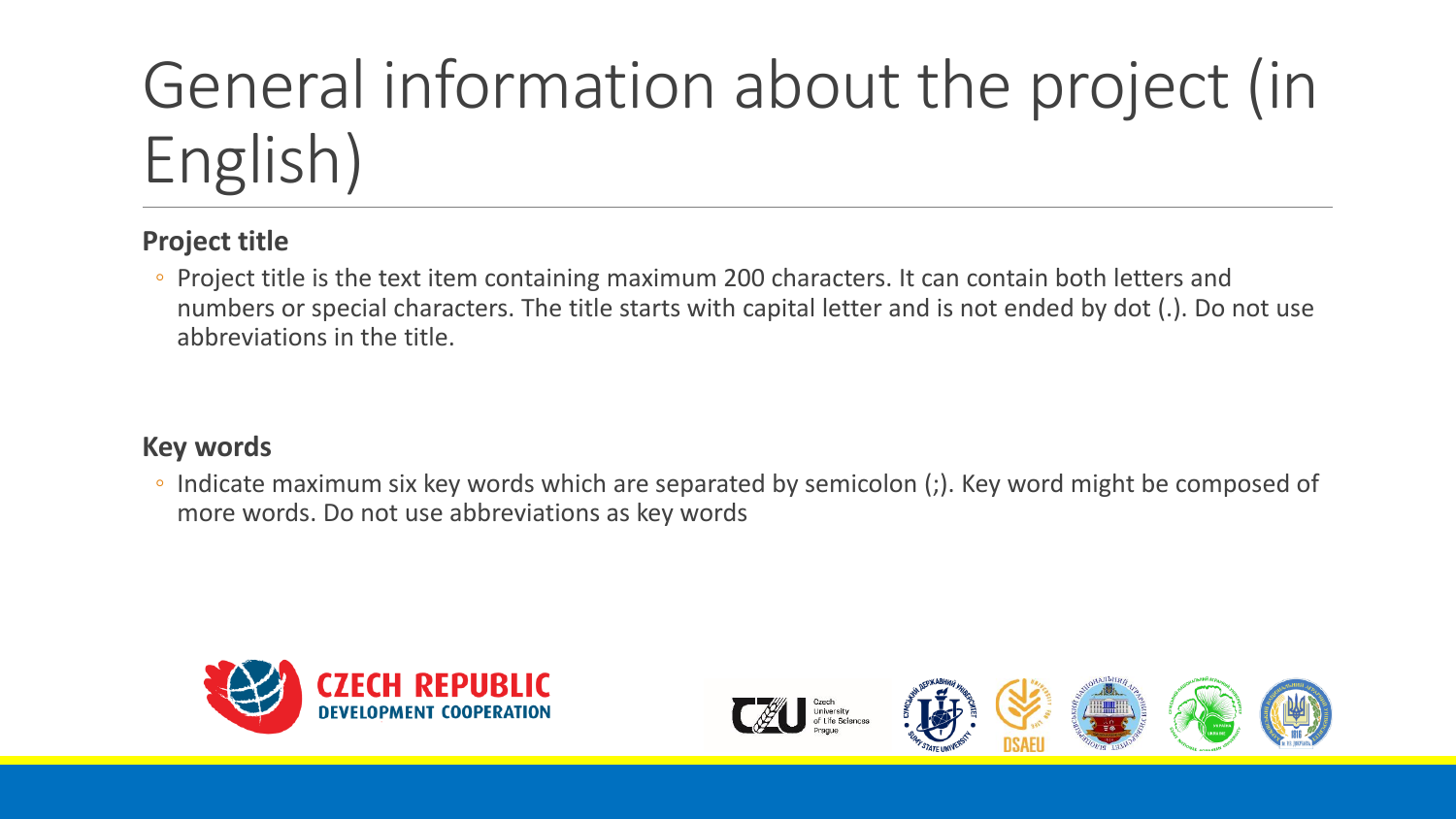# General information about the project (in English)

**Project title**

- Project title is the text item containing maximum 200 characters. It can contain both letters and numbers or special characters. The title starts with capital letter and is not ended by dot (.). Do not use abbreviations in the title.

**Key words**

- Indicate maximum six key words which are separated by semicolon (;). Key word might be composed of more words. Do not use abbreviations as key words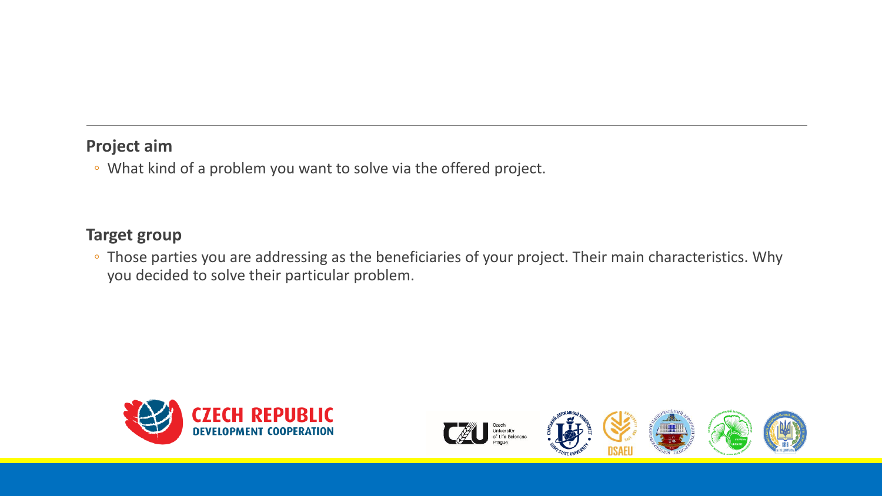## Project aim

- What kind of a problem you want to solve via the offered project.

## Target group

- Those parties you are addressing as the beneficiaries of your project. Their main characteristics. Why you decided to solve their particular problem.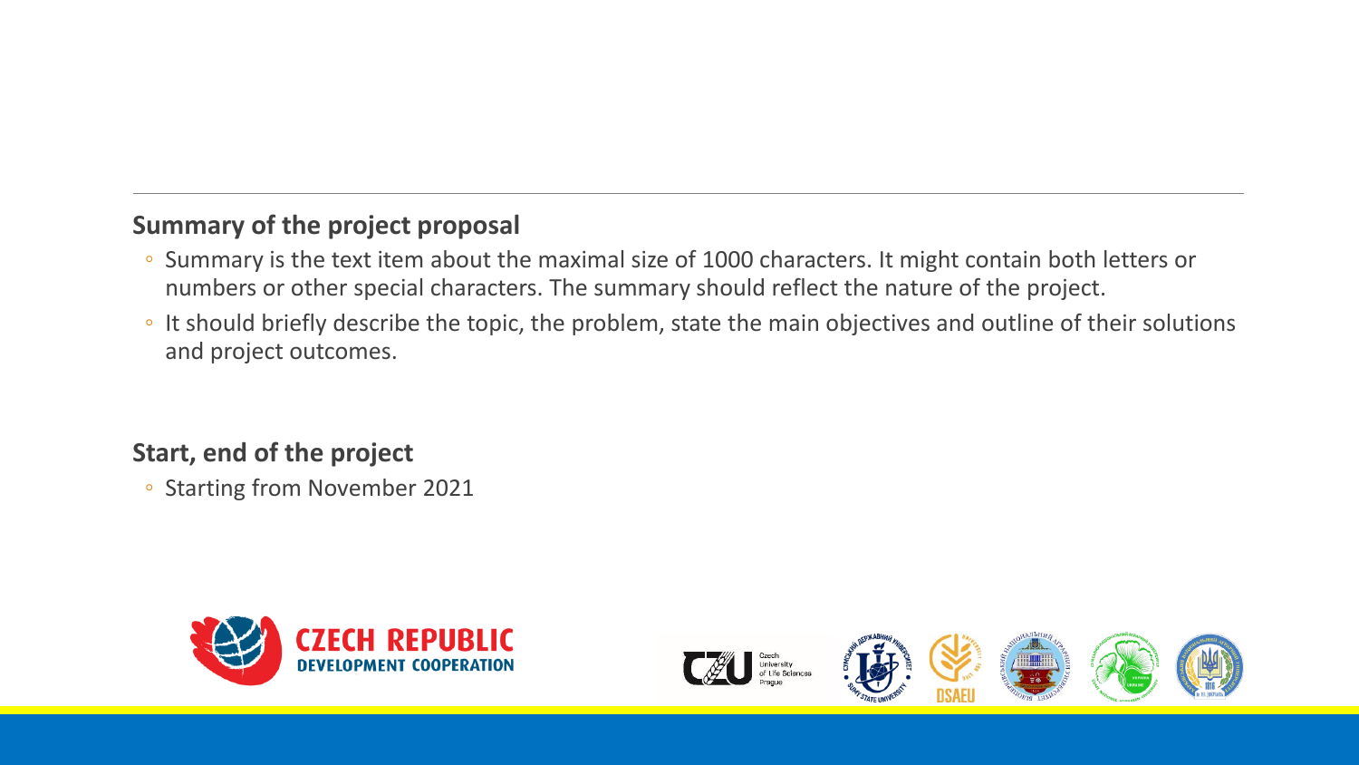**Summary of the project proposal**

- Summary is the text item about the maximal size of 1000 characters. It might contain both letters or numbers or other special characters. The summary should reflect the nature of the project.
- It should briefly describe the topic, the problem, state the main objectives and outline of their solutions and project outcomes.

**Start, end of the project**

- Starting from November 2021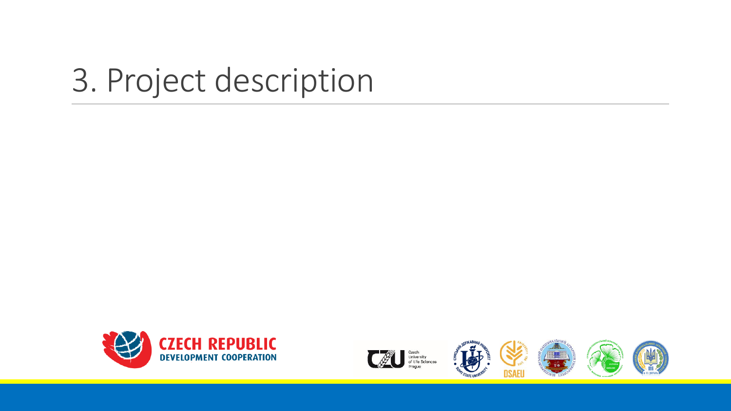# 3. Project description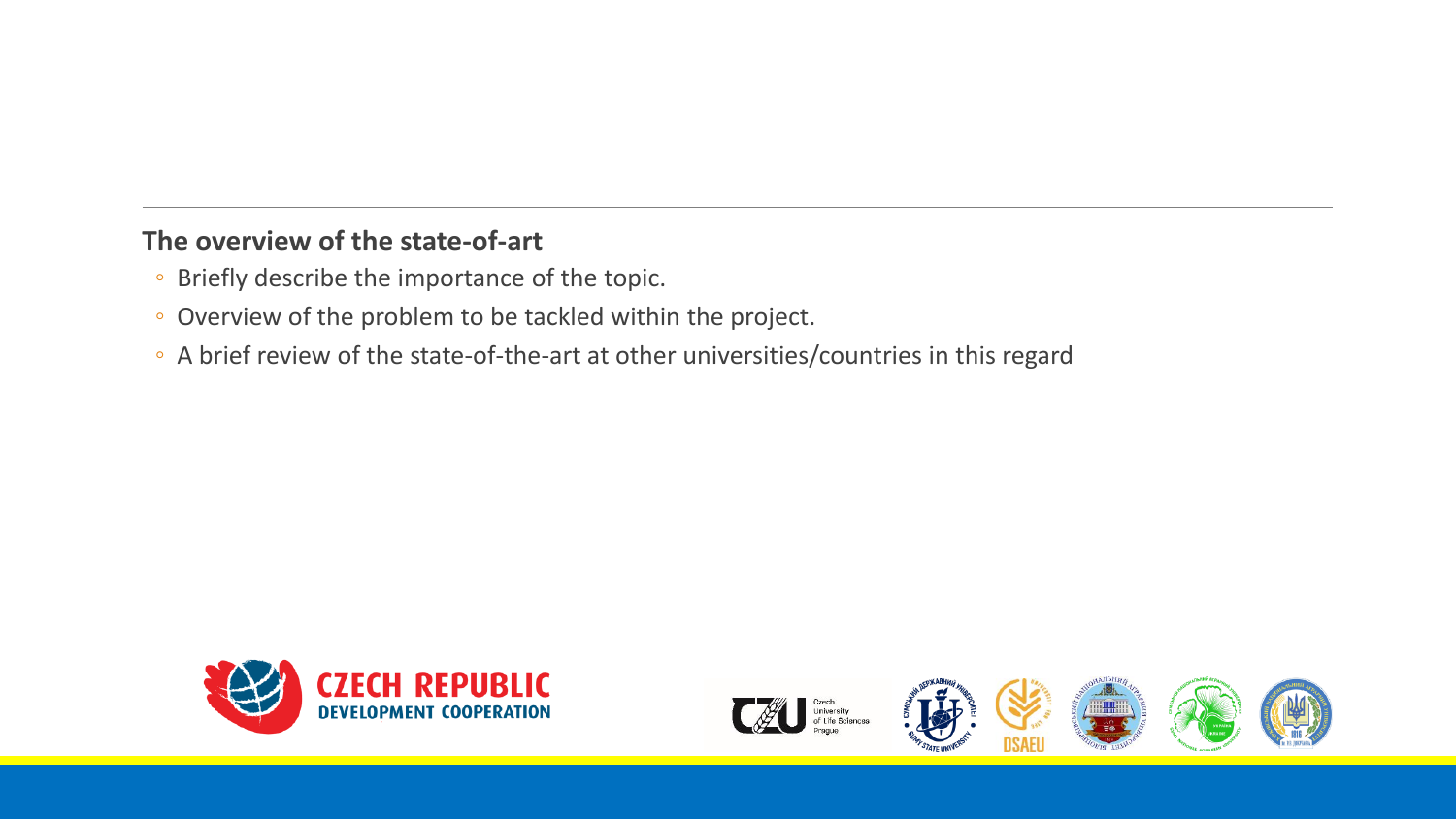**The overview of the state-of-art**

- Briefly describe the importance of the topic.
- Overview of the problem to be tackled within the project.
- A brief review of the state-of-the-art at other universities/countries in this regard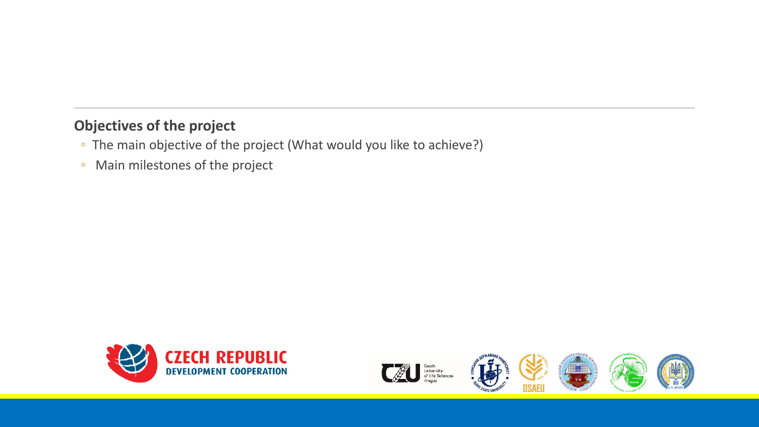## Objectives of the project

- The main objective of the project (What would you like to achieve?)
- Main milestones of the project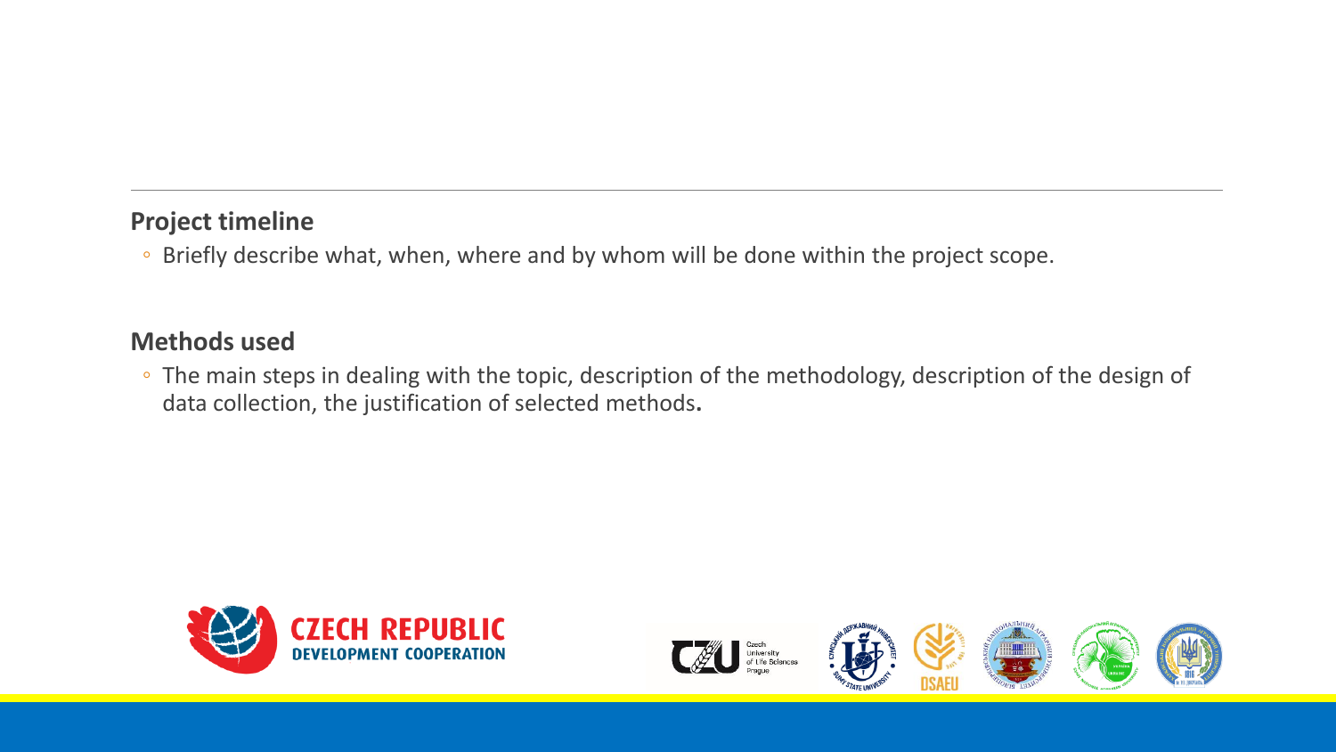## Project timeline

- Briefly describe what, when, where and by whom will be done within the project scope.

## Methods used

- The main steps in dealing with the topic, description of the methodology, description of the design of data collection, the justification of selected methods**.**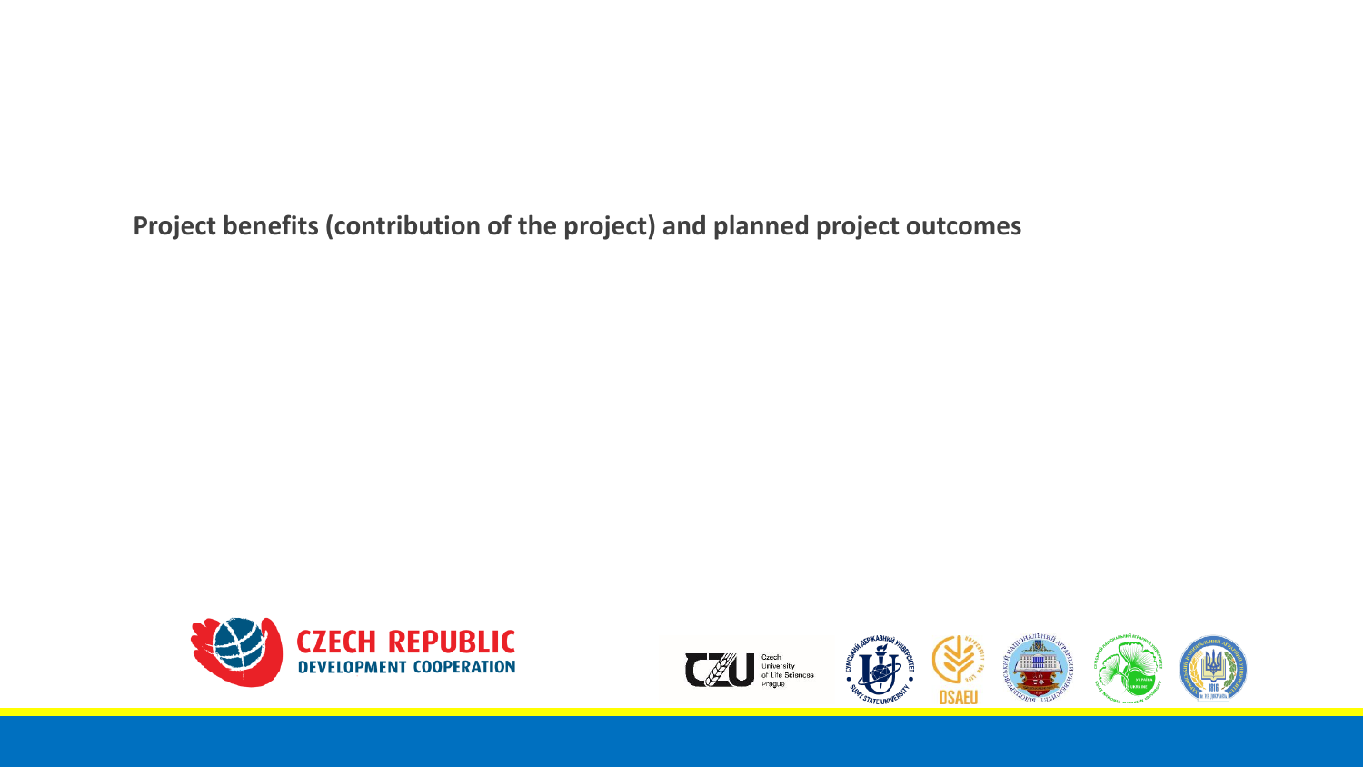**Project benefits (contribution of the project) and planned project outcomes**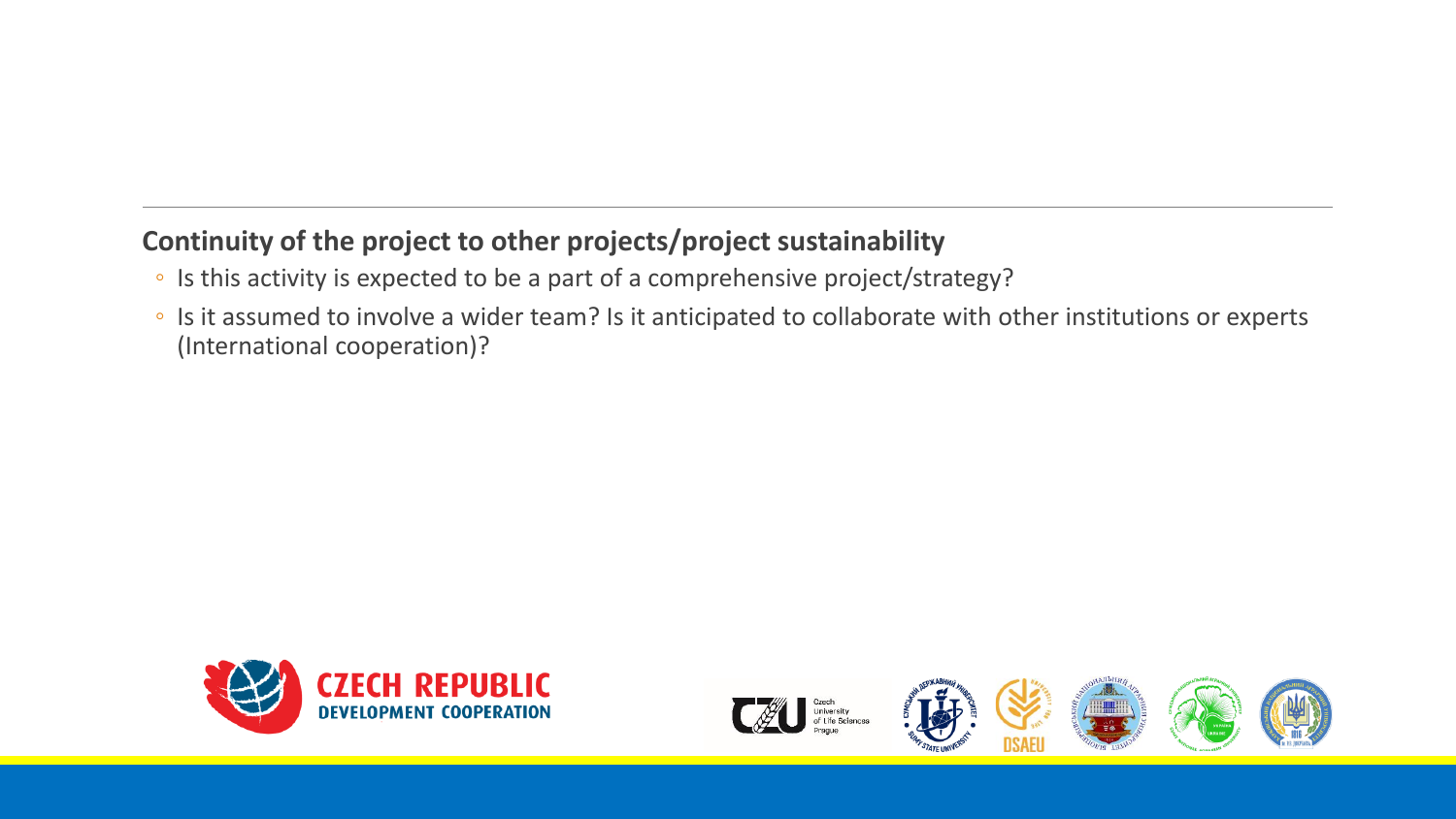## Continuity of the project to other projects/project sustainability

- Is this activity is expected to be a part of a comprehensive project/strategy?
- Is it assumed to involve a wider team? Is it anticipated to collaborate with other institutions or experts (International cooperation)?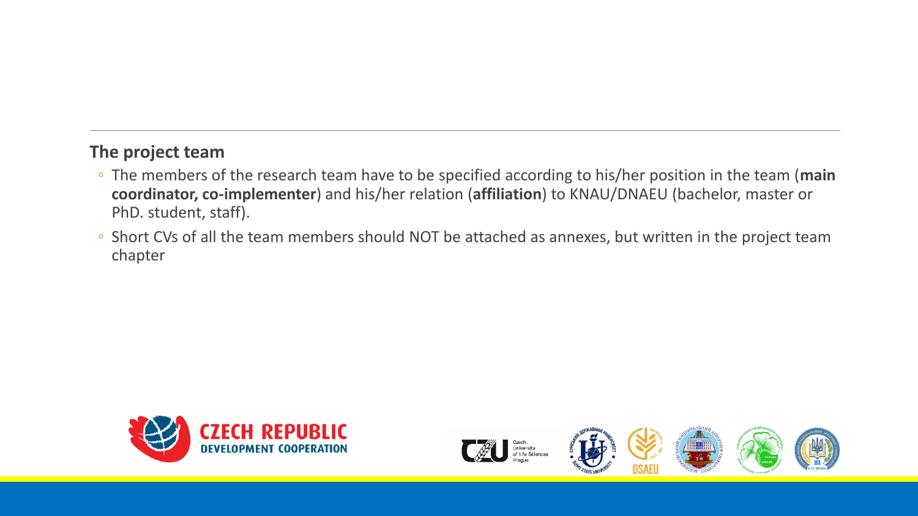## The project team

- The members of the research team have to be specified according to his/her position in the team (**main coordinator, co-implementer**) and his/her relation (**affiliation**) to KNAU/DNAEU (bachelor, master or PhD. student, staff).
- Short CVs of all the team members should NOT be attached as annexes, but written in the project team chapter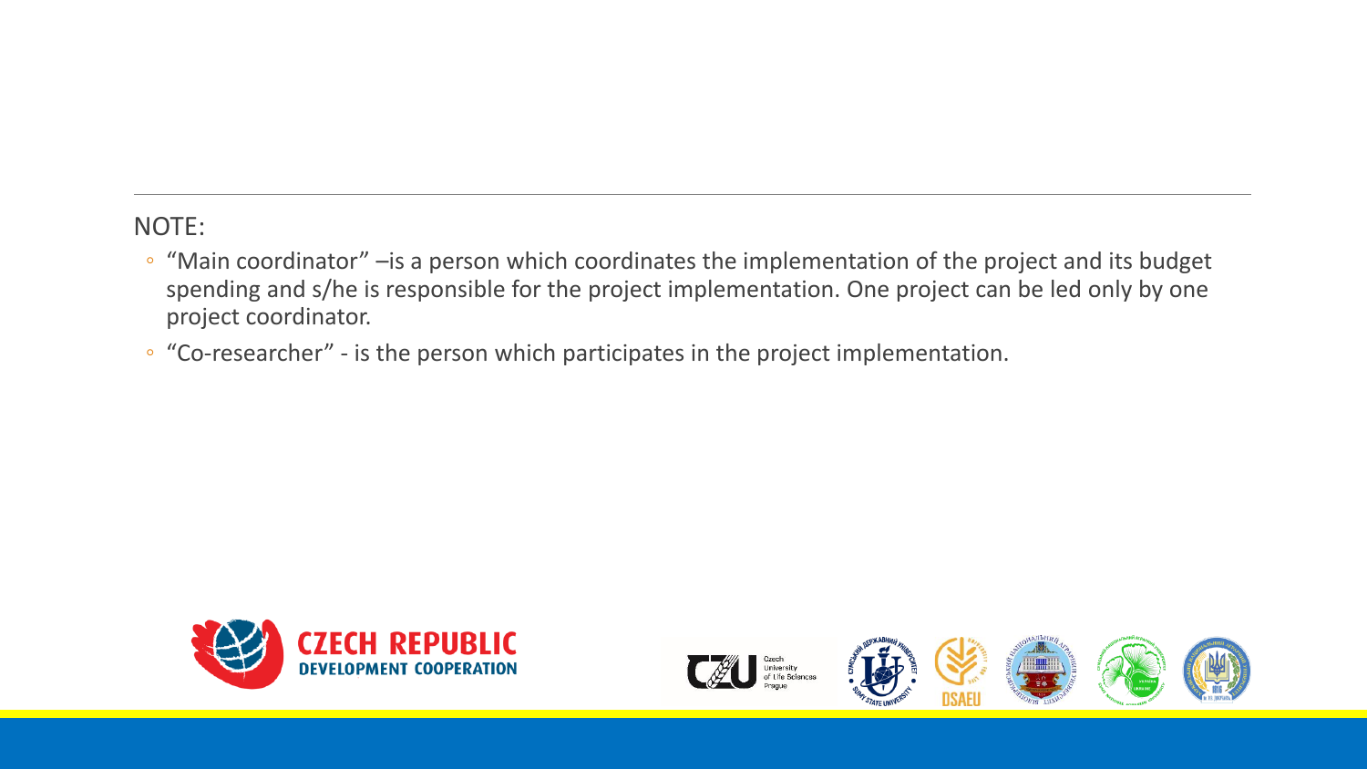NOTE:

- “Main coordinator” –is a person which coordinates the implementation of the project and its budget spending and s/he is responsible for the project implementation. One project can be led only by one project coordinator.
- “Co-researcher” - is the person which participates in the project implementation.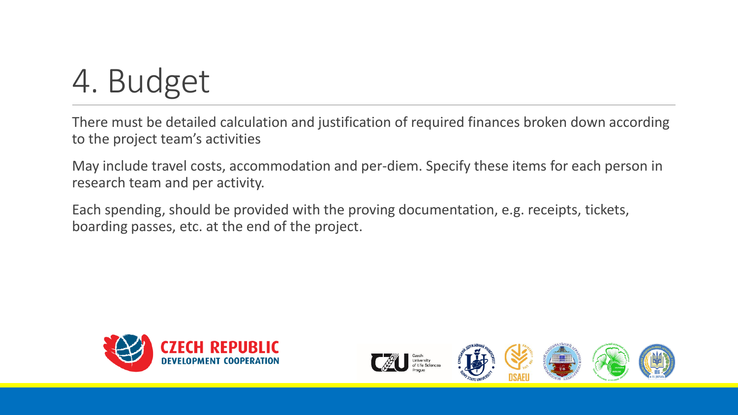# 4. Budget

There must be detailed calculation and justification of required finances broken down according to the project team's activities

May include travel costs, accommodation and per-diem. Specify these items for each person in research team and per activity.

Each spending, should be provided with the proving documentation, e.g. receipts, tickets, boarding passes, etc. at the end of the project.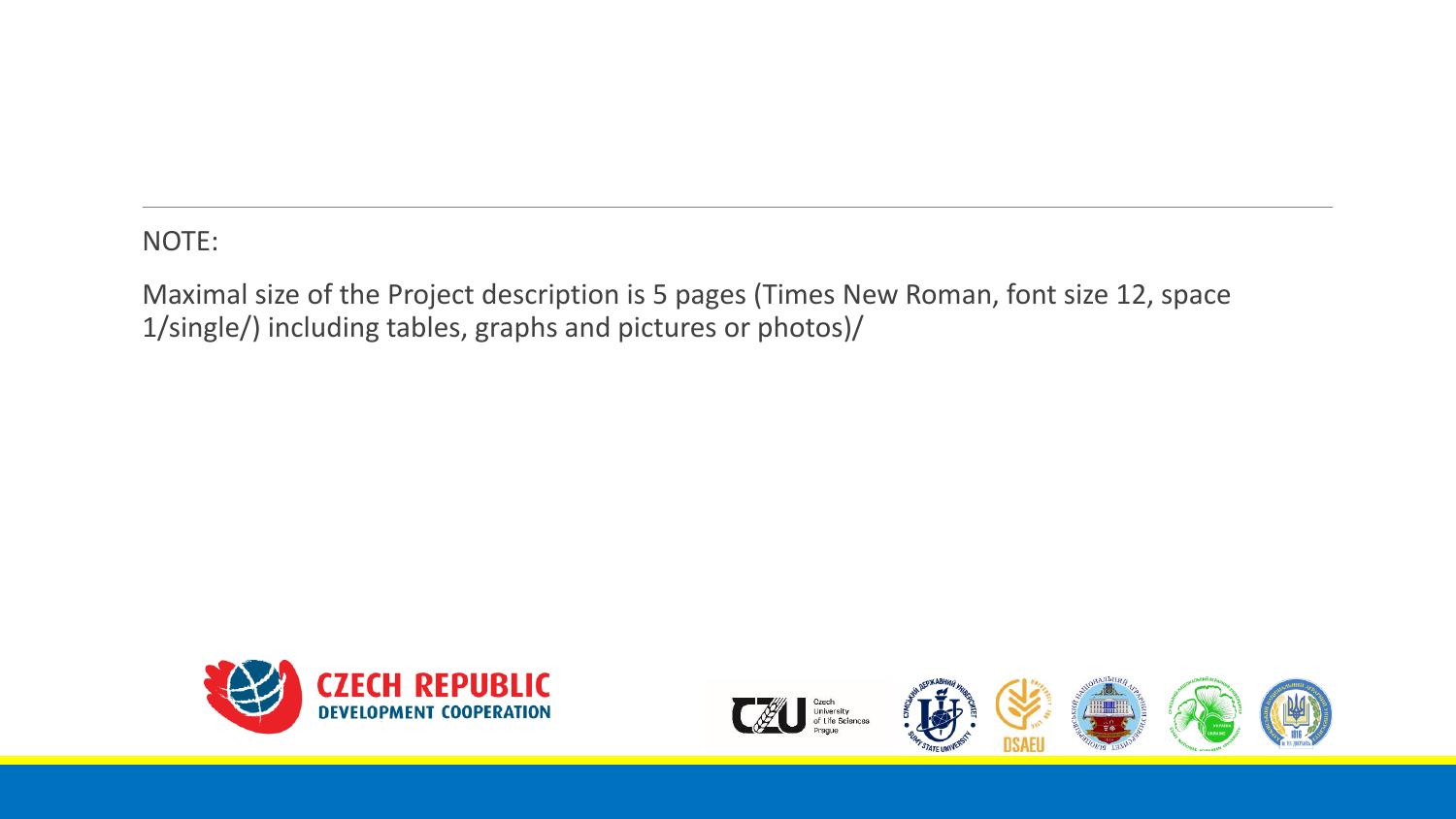NOTE:

Maximal size of the Project description is 5 pages (Times New Roman, font size 12, space 1/single/) including tables, graphs and pictures or photos)/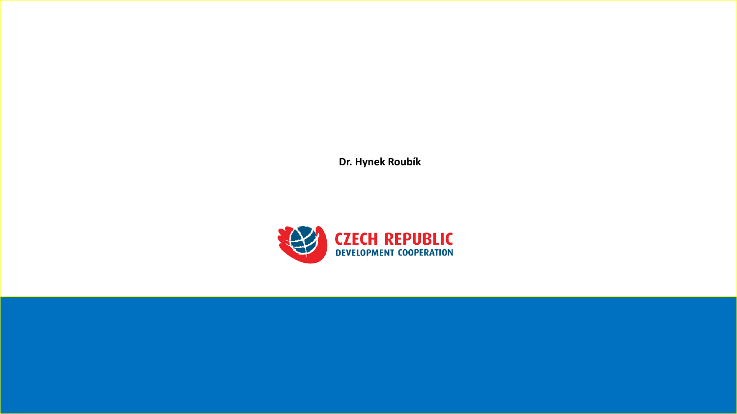**Dr. Hynek Roubík**

CZECH REPUBLIC
DEVELOPMENT COOPERATION